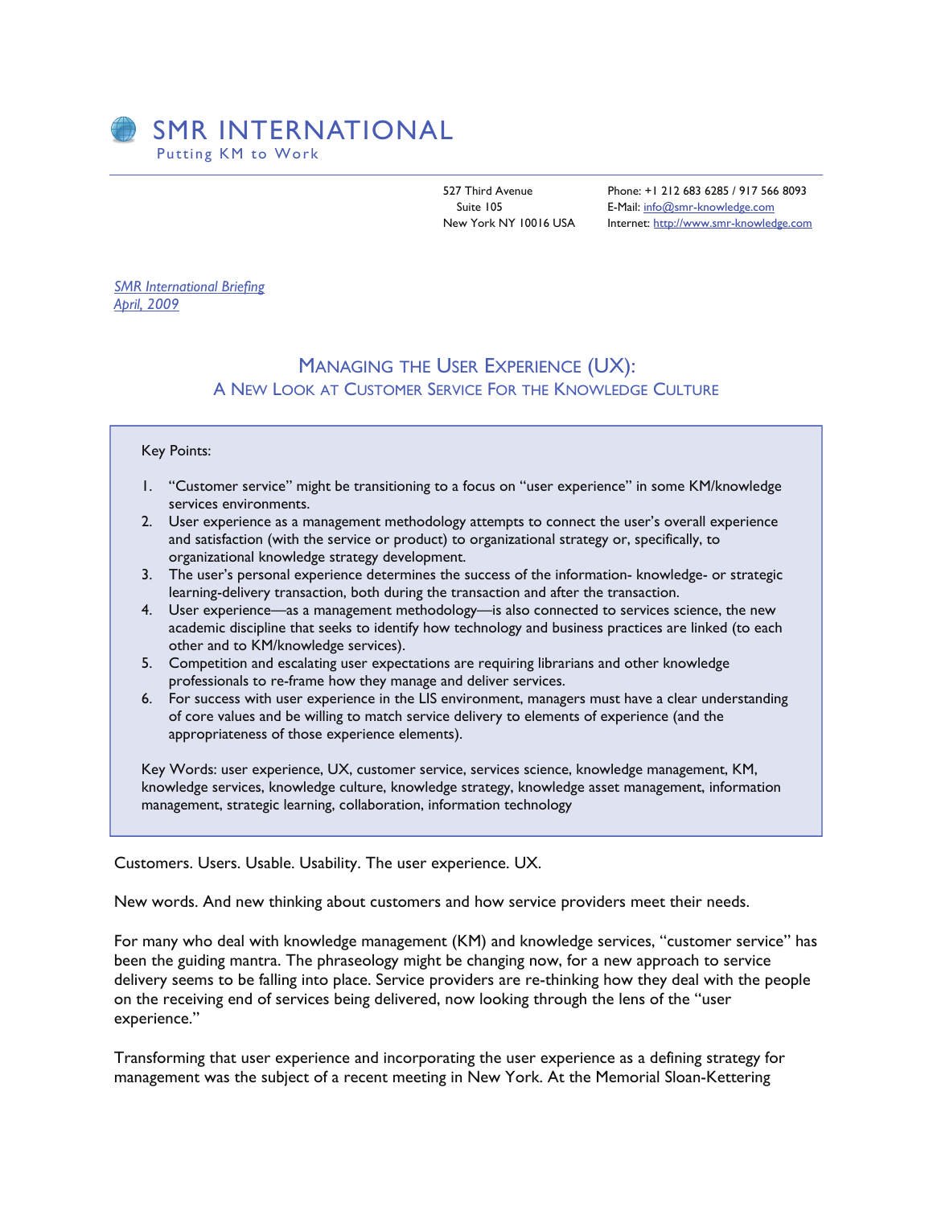# SMR INTERNATIONAL

Putting KM to Work

527 Third Avenue
Suite 105
New York NY 10016 USA

Phone: +1 212 683 6285 / 917 566 8093
E-Mail: info@smr-knowledge.com
Internet: http://www.smr-knowledge.com

*SMR International Briefing*
*April, 2009*

## MANAGING THE USER EXPERIENCE (UX):
### A NEW LOOK AT CUSTOMER SERVICE FOR THE KNOWLEDGE CULTURE

Key Points:

1. "Customer service" might be transitioning to a focus on "user experience" in some KM/knowledge services environments.
2. User experience as a management methodology attempts to connect the user's overall experience and satisfaction (with the service or product) to organizational strategy or, specifically, to organizational knowledge strategy development.
3. The user's personal experience determines the success of the information- knowledge- or strategic learning-delivery transaction, both during the transaction and after the transaction.
4. User experience—as a management methodology—is also connected to services science, the new academic discipline that seeks to identify how technology and business practices are linked (to each other and to KM/knowledge services).
5. Competition and escalating user expectations are requiring librarians and other knowledge professionals to re-frame how they manage and deliver services.
6. For success with user experience in the LIS environment, managers must have a clear understanding of core values and be willing to match service delivery to elements of experience (and the appropriateness of those experience elements).

Key Words: user experience, UX, customer service, services science, knowledge management, KM, knowledge services, knowledge culture, knowledge strategy, knowledge asset management, information management, strategic learning, collaboration, information technology

Customers. Users. Usable. Usability. The user experience. UX.

New words. And new thinking about customers and how service providers meet their needs.

For many who deal with knowledge management (KM) and knowledge services, "customer service" has been the guiding mantra. The phraseology might be changing now, for a new approach to service delivery seems to be falling into place. Service providers are re-thinking how they deal with the people on the receiving end of services being delivered, now looking through the lens of the "user experience."

Transforming that user experience and incorporating the user experience as a defining strategy for management was the subject of a recent meeting in New York. At the Memorial Sloan-Kettering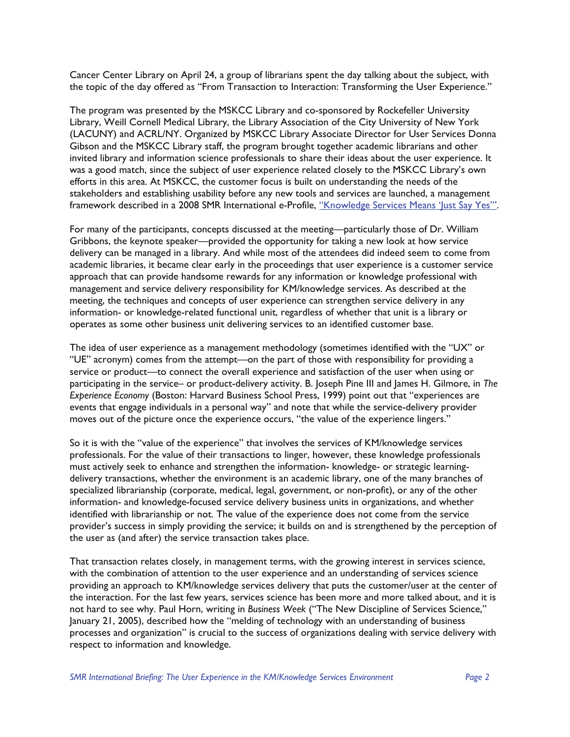Cancer Center Library on April 24, a group of librarians spent the day talking about the subject, with the topic of the day offered as "From Transaction to Interaction: Transforming the User Experience."

The program was presented by the MSKCC Library and co-sponsored by Rockefeller University Library, Weill Cornell Medical Library, the Library Association of the City University of New York (LACUNY) and ACRL/NY. Organized by MSKCC Library Associate Director for User Services Donna Gibson and the MSKCC Library staff, the program brought together academic librarians and other invited library and information science professionals to share their ideas about the user experience. It was a good match, since the subject of user experience related closely to the MSKCC Library's own efforts in this area. At MSKCC, the customer focus is built on understanding the needs of the stakeholders and establishing usability before any new tools and services are launched, a management framework described in a 2008 SMR International e-Profile, "Knowledge Services Means 'Just Say Yes'".

For many of the participants, concepts discussed at the meeting—particularly those of Dr. William Gribbons, the keynote speaker—provided the opportunity for taking a new look at how service delivery can be managed in a library. And while most of the attendees did indeed seem to come from academic libraries, it became clear early in the proceedings that user experience is a customer service approach that can provide handsome rewards for any information or knowledge professional with management and service delivery responsibility for KM/knowledge services. As described at the meeting, the techniques and concepts of user experience can strengthen service delivery in any information- or knowledge-related functional unit, regardless of whether that unit is a library or operates as some other business unit delivering services to an identified customer base.

The idea of user experience as a management methodology (sometimes identified with the "UX" or "UE" acronym) comes from the attempt—on the part of those with responsibility for providing a service or product—to connect the overall experience and satisfaction of the user when using or participating in the service– or product-delivery activity. B. Joseph Pine III and James H. Gilmore, in *The Experience Economy* (Boston: Harvard Business School Press, 1999) point out that "experiences are events that engage individuals in a personal way" and note that while the service-delivery provider moves out of the picture once the experience occurs, "the value of the experience lingers."

So it is with the "value of the experience" that involves the services of KM/knowledge services professionals. For the value of their transactions to linger, however, these knowledge professionals must actively seek to enhance and strengthen the information- knowledge- or strategic learning-delivery transactions, whether the environment is an academic library, one of the many branches of specialized librarianship (corporate, medical, legal, government, or non-profit), or any of the other information- and knowledge-focused service delivery business units in organizations, and whether identified with librarianship or not. The value of the experience does not come from the service provider's success in simply providing the service; it builds on and is strengthened by the perception of the user as (and after) the service transaction takes place.

That transaction relates closely, in management terms, with the growing interest in services science, with the combination of attention to the user experience and an understanding of services science providing an approach to KM/knowledge services delivery that puts the customer/user at the center of the interaction. For the last few years, services science has been more and more talked about, and it is not hard to see why. Paul Horn, writing in *Business Week* ("The New Discipline of Services Science," January 21, 2005), described how the "melding of technology with an understanding of business processes and organization" is crucial to the success of organizations dealing with service delivery with respect to information and knowledge.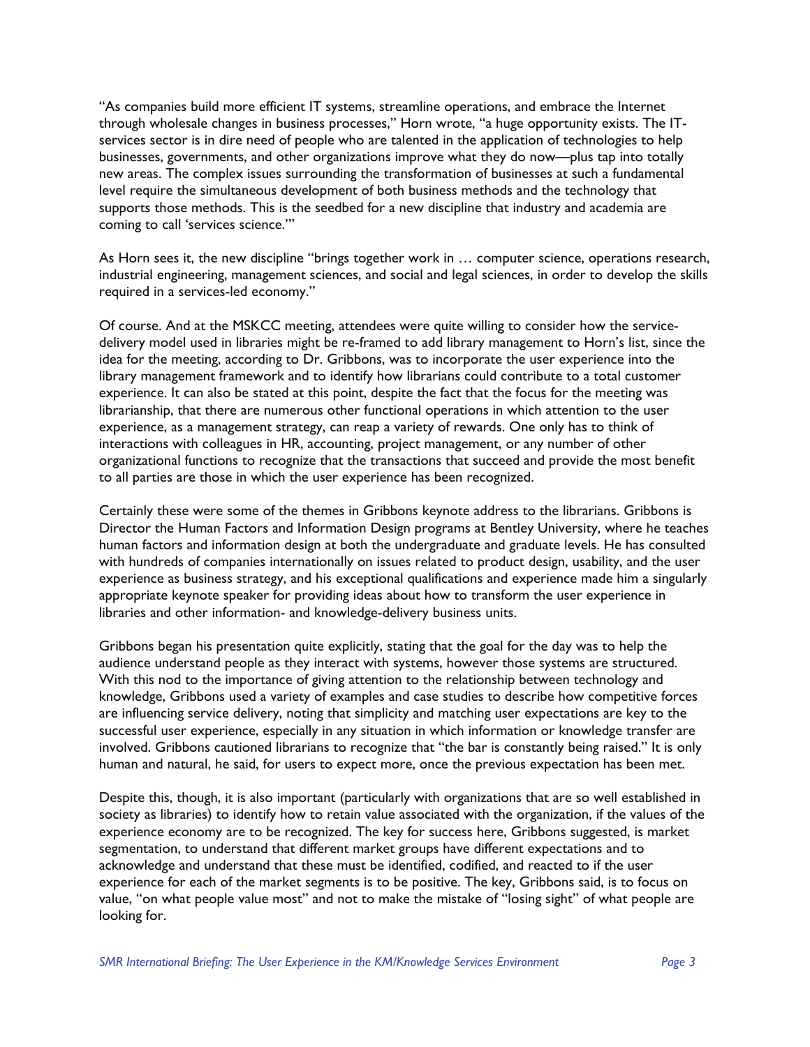"As companies build more efficient IT systems, streamline operations, and embrace the Internet through wholesale changes in business processes," Horn wrote, "a huge opportunity exists. The IT-services sector is in dire need of people who are talented in the application of technologies to help businesses, governments, and other organizations improve what they do now—plus tap into totally new areas. The complex issues surrounding the transformation of businesses at such a fundamental level require the simultaneous development of both business methods and the technology that supports those methods. This is the seedbed for a new discipline that industry and academia are coming to call 'services science.'"

As Horn sees it, the new discipline "brings together work in … computer science, operations research, industrial engineering, management sciences, and social and legal sciences, in order to develop the skills required in a services-led economy."

Of course. And at the MSKCC meeting, attendees were quite willing to consider how the service-delivery model used in libraries might be re-framed to add library management to Horn's list, since the idea for the meeting, according to Dr. Gribbons, was to incorporate the user experience into the library management framework and to identify how librarians could contribute to a total customer experience. It can also be stated at this point, despite the fact that the focus for the meeting was librarianship, that there are numerous other functional operations in which attention to the user experience, as a management strategy, can reap a variety of rewards. One only has to think of interactions with colleagues in HR, accounting, project management, or any number of other organizational functions to recognize that the transactions that succeed and provide the most benefit to all parties are those in which the user experience has been recognized.

Certainly these were some of the themes in Gribbons keynote address to the librarians. Gribbons is Director the Human Factors and Information Design programs at Bentley University, where he teaches human factors and information design at both the undergraduate and graduate levels. He has consulted with hundreds of companies internationally on issues related to product design, usability, and the user experience as business strategy, and his exceptional qualifications and experience made him a singularly appropriate keynote speaker for providing ideas about how to transform the user experience in libraries and other information- and knowledge-delivery business units.

Gribbons began his presentation quite explicitly, stating that the goal for the day was to help the audience understand people as they interact with systems, however those systems are structured. With this nod to the importance of giving attention to the relationship between technology and knowledge, Gribbons used a variety of examples and case studies to describe how competitive forces are influencing service delivery, noting that simplicity and matching user expectations are key to the successful user experience, especially in any situation in which information or knowledge transfer are involved. Gribbons cautioned librarians to recognize that "the bar is constantly being raised." It is only human and natural, he said, for users to expect more, once the previous expectation has been met.

Despite this, though, it is also important (particularly with organizations that are so well established in society as libraries) to identify how to retain value associated with the organization, if the values of the experience economy are to be recognized. The key for success here, Gribbons suggested, is market segmentation, to understand that different market groups have different expectations and to acknowledge and understand that these must be identified, codified, and reacted to if the user experience for each of the market segments is to be positive. The key, Gribbons said, is to focus on value, "on what people value most" and not to make the mistake of "losing sight" of what people are looking for.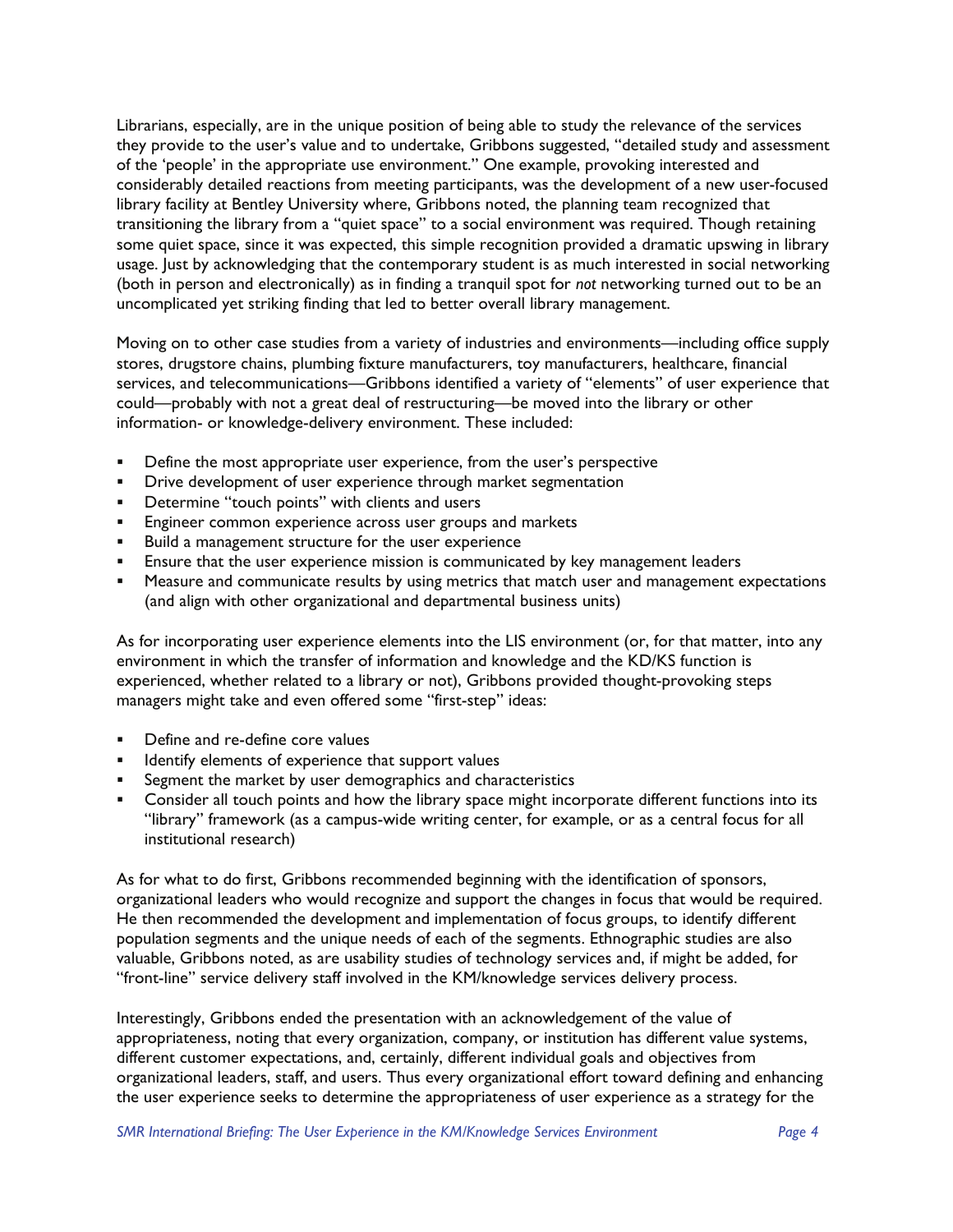Librarians, especially, are in the unique position of being able to study the relevance of the services they provide to the user's value and to undertake, Gribbons suggested, "detailed study and assessment of the 'people' in the appropriate use environment." One example, provoking interested and considerably detailed reactions from meeting participants, was the development of a new user-focused library facility at Bentley University where, Gribbons noted, the planning team recognized that transitioning the library from a "quiet space" to a social environment was required. Though retaining some quiet space, since it was expected, this simple recognition provided a dramatic upswing in library usage. Just by acknowledging that the contemporary student is as much interested in social networking (both in person and electronically) as in finding a tranquil spot for *not* networking turned out to be an uncomplicated yet striking finding that led to better overall library management.

Moving on to other case studies from a variety of industries and environments—including office supply stores, drugstore chains, plumbing fixture manufacturers, toy manufacturers, healthcare, financial services, and telecommunications—Gribbons identified a variety of "elements" of user experience that could—probably with not a great deal of restructuring—be moved into the library or other information- or knowledge-delivery environment. These included:

- Define the most appropriate user experience, from the user's perspective
- Drive development of user experience through market segmentation
- Determine "touch points" with clients and users
- Engineer common experience across user groups and markets
- Build a management structure for the user experience
- Ensure that the user experience mission is communicated by key management leaders
- Measure and communicate results by using metrics that match user and management expectations (and align with other organizational and departmental business units)

As for incorporating user experience elements into the LIS environment (or, for that matter, into any environment in which the transfer of information and knowledge and the KD/KS function is experienced, whether related to a library or not), Gribbons provided thought-provoking steps managers might take and even offered some "first-step" ideas:

- Define and re-define core values
- Identify elements of experience that support values
- Segment the market by user demographics and characteristics
- Consider all touch points and how the library space might incorporate different functions into its "library" framework (as a campus-wide writing center, for example, or as a central focus for all institutional research)

As for what to do first, Gribbons recommended beginning with the identification of sponsors, organizational leaders who would recognize and support the changes in focus that would be required. He then recommended the development and implementation of focus groups, to identify different population segments and the unique needs of each of the segments. Ethnographic studies are also valuable, Gribbons noted, as are usability studies of technology services and, if might be added, for "front-line" service delivery staff involved in the KM/knowledge services delivery process.

Interestingly, Gribbons ended the presentation with an acknowledgement of the value of appropriateness, noting that every organization, company, or institution has different value systems, different customer expectations, and, certainly, different individual goals and objectives from organizational leaders, staff, and users. Thus every organizational effort toward defining and enhancing the user experience seeks to determine the appropriateness of user experience as a strategy for the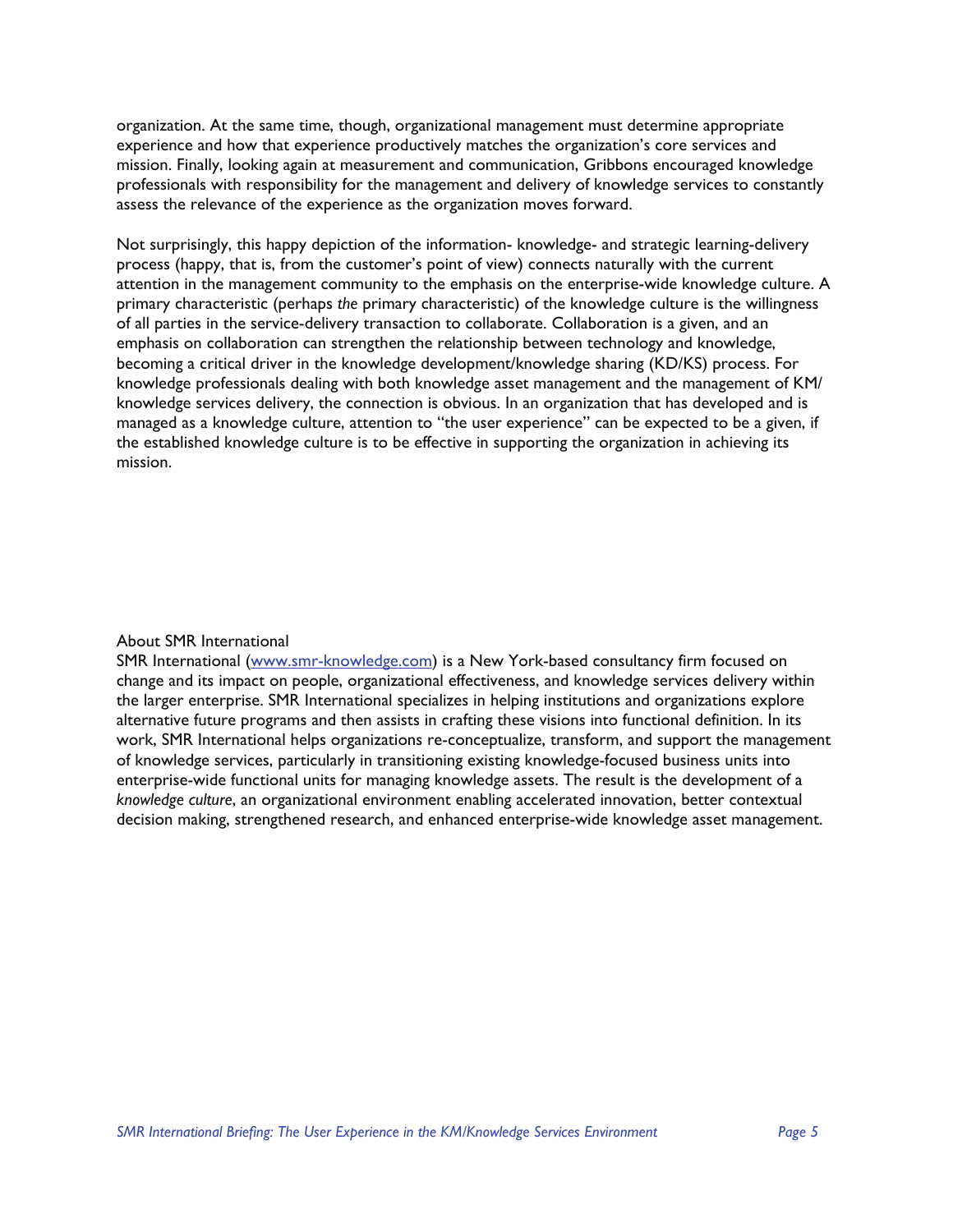organization. At the same time, though, organizational management must determine appropriate experience and how that experience productively matches the organization's core services and mission. Finally, looking again at measurement and communication, Gribbons encouraged knowledge professionals with responsibility for the management and delivery of knowledge services to constantly assess the relevance of the experience as the organization moves forward.

Not surprisingly, this happy depiction of the information- knowledge- and strategic learning-delivery process (happy, that is, from the customer's point of view) connects naturally with the current attention in the management community to the emphasis on the enterprise-wide knowledge culture. A primary characteristic (perhaps *the* primary characteristic) of the knowledge culture is the willingness of all parties in the service-delivery transaction to collaborate. Collaboration is a given, and an emphasis on collaboration can strengthen the relationship between technology and knowledge, becoming a critical driver in the knowledge development/knowledge sharing (KD/KS) process. For knowledge professionals dealing with both knowledge asset management and the management of KM/ knowledge services delivery, the connection is obvious. In an organization that has developed and is managed as a knowledge culture, attention to "the user experience" can be expected to be a given, if the established knowledge culture is to be effective in supporting the organization in achieving its mission.

About SMR International

SMR International ([www.smr-knowledge.com](http://www.smr-knowledge.com)) is a New York-based consultancy firm focused on change and its impact on people, organizational effectiveness, and knowledge services delivery within the larger enterprise. SMR International specializes in helping institutions and organizations explore alternative future programs and then assists in crafting these visions into functional definition. In its work, SMR International helps organizations re-conceptualize, transform, and support the management of knowledge services, particularly in transitioning existing knowledge-focused business units into enterprise-wide functional units for managing knowledge assets. The result is the development of a *knowledge culture*, an organizational environment enabling accelerated innovation, better contextual decision making, strengthened research, and enhanced enterprise-wide knowledge asset management.